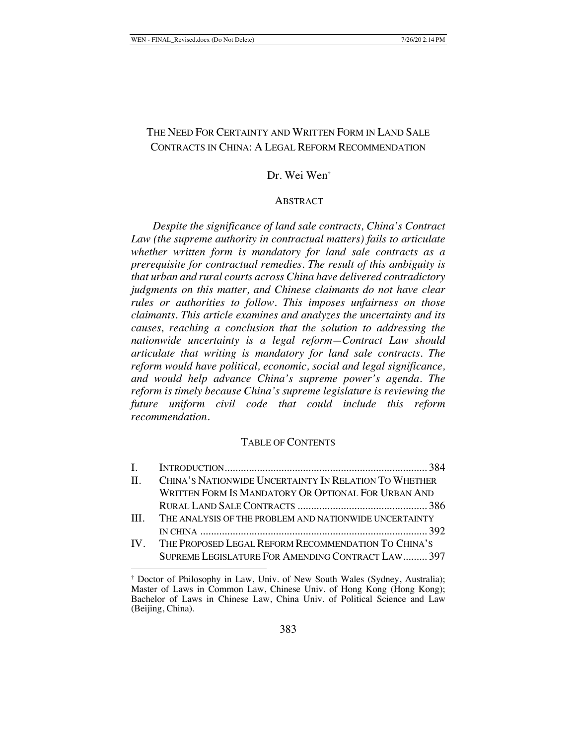# THE NEED FOR CERTAINTY AND WRITTEN FORM IN LAND SALE CONTRACTS IN CHINA: A LEGAL REFORM RECOMMENDATION

Dr. Wei Wen[†]

## ABSTRACT

*Despite the significance of land sale contracts, China's Contract Law (the supreme authority in contractual matters) fails to articulate whether written form is mandatory for land sale contracts as a prerequisite for contractual remedies. The result of this ambiguity is that urban and rural courts across China have delivered contradictory judgments on this matter, and Chinese claimants do not have clear rules or authorities to follow. This imposes unfairness on those claimants. This article examines and analyzes the uncertainty and its causes, reaching a conclusion that the solution to addressing the nationwide uncertainty is a legal reform—Contract Law should articulate that writing is mandatory for land sale contracts. The reform would have political, economic, social and legal significance, and would help advance China's supreme power's agenda. The reform is timely because China's supreme legislature is reviewing the future uniform civil code that could include this reform recommendation.*

## TABLE OF CONTENTS

I. INTRODUCTION .......................................................................... 384

II. CHINA'S NATIONWIDE UNCERTAINTY IN RELATION TO WHETHER WRITTEN FORM IS MANDATORY OR OPTIONAL FOR URBAN AND RURAL LAND SALE CONTRACTS ................................................ 386

III. THE ANALYSIS OF THE PROBLEM AND NATIONWIDE UNCERTAINTY IN CHINA ................................................................................... 392

IV. THE PROPOSED LEGAL REFORM RECOMMENDATION TO CHINA'S SUPREME LEGISLATURE FOR AMENDING CONTRACT LAW......... 397

---

[†] Doctor of Philosophy in Law, Univ. of New South Wales (Sydney, Australia); Master of Laws in Common Law, Chinese Univ. of Hong Kong (Hong Kong); Bachelor of Laws in Chinese Law, China Univ. of Political Science and Law (Beijing, China).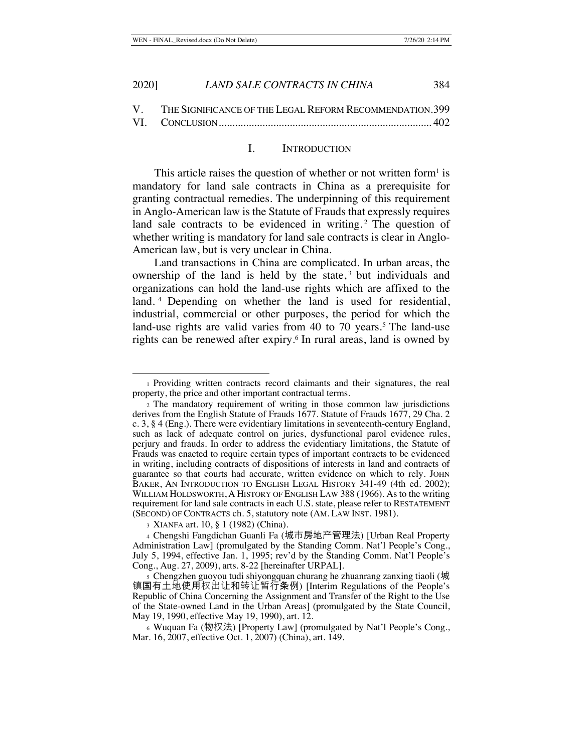V. THE SIGNIFICANCE OF THE LEGAL REFORM RECOMMENDATION.399
VI. CONCLUSION............................................................................... 402

# I. INTRODUCTION

This article raises the question of whether or not written form[1] is mandatory for land sale contracts in China as a prerequisite for granting contractual remedies. The underpinning of this requirement in Anglo-American law is the Statute of Frauds that expressly requires land sale contracts to be evidenced in writing.[2] The question of whether writing is mandatory for land sale contracts is clear in Anglo-American law, but is very unclear in China.

Land transactions in China are complicated. In urban areas, the ownership of the land is held by the state,[3] but individuals and organizations can hold the land-use rights which are affixed to the land.[4] Depending on whether the land is used for residential, industrial, commercial or other purposes, the period for which the land-use rights are valid varies from 40 to 70 years.[5] The land-use rights can be renewed after expiry.[6] In rural areas, land is owned by

---

[1] Providing written contracts record claimants and their signatures, the real property, the price and other important contractual terms.

[2] The mandatory requirement of writing in those common law jurisdictions derives from the English Statute of Frauds 1677. Statute of Frauds 1677, 29 Cha. 2 c. 3, § 4 (Eng.). There were evidentiary limitations in seventeenth-century England, such as lack of adequate control on juries, dysfunctional parol evidence rules, perjury and frauds. In order to address the evidentiary limitations, the Statute of Frauds was enacted to require certain types of important contracts to be evidenced in writing, including contracts of dispositions of interests in land and contracts of guarantee so that courts had accurate, written evidence on which to rely. JOHN BAKER, AN INTRODUCTION TO ENGLISH LEGAL HISTORY 341-49 (4th ed. 2002); WILLIAM HOLDSWORTH, A HISTORY OF ENGLISH LAW 388 (1966). As to the writing requirement for land sale contracts in each U.S. state, please refer to RESTATEMENT (SECOND) OF CONTRACTS ch. 5, statutory note (AM. LAW INST. 1981).

[3] XIANFA art. 10, § 1 (1982) (China).

[4] Chengshi Fangdichan Guanli Fa (城市房地产管理法) [Urban Real Property Administration Law] (promulgated by the Standing Comm. Nat'l People's Cong., July 5, 1994, effective Jan. 1, 1995; rev'd by the Standing Comm. Nat'l People's Cong., Aug. 27, 2009), arts. 8-22 [hereinafter URPAL].

[5] Chengzhen guoyou tudi shiyongquan churang he zhuanrang zanxing tiaoli (城镇国有土地使用权出让和转让暂行条例) [Interim Regulations of the People's Republic of China Concerning the Assignment and Transfer of the Right to the Use of the State-owned Land in the Urban Areas] (promulgated by the State Council, May 19, 1990, effective May 19, 1990), art. 12.

[6] Wuquan Fa (物权法) [Property Law] (promulgated by Nat'l People's Cong., Mar. 16, 2007, effective Oct. 1, 2007) (China), art. 149.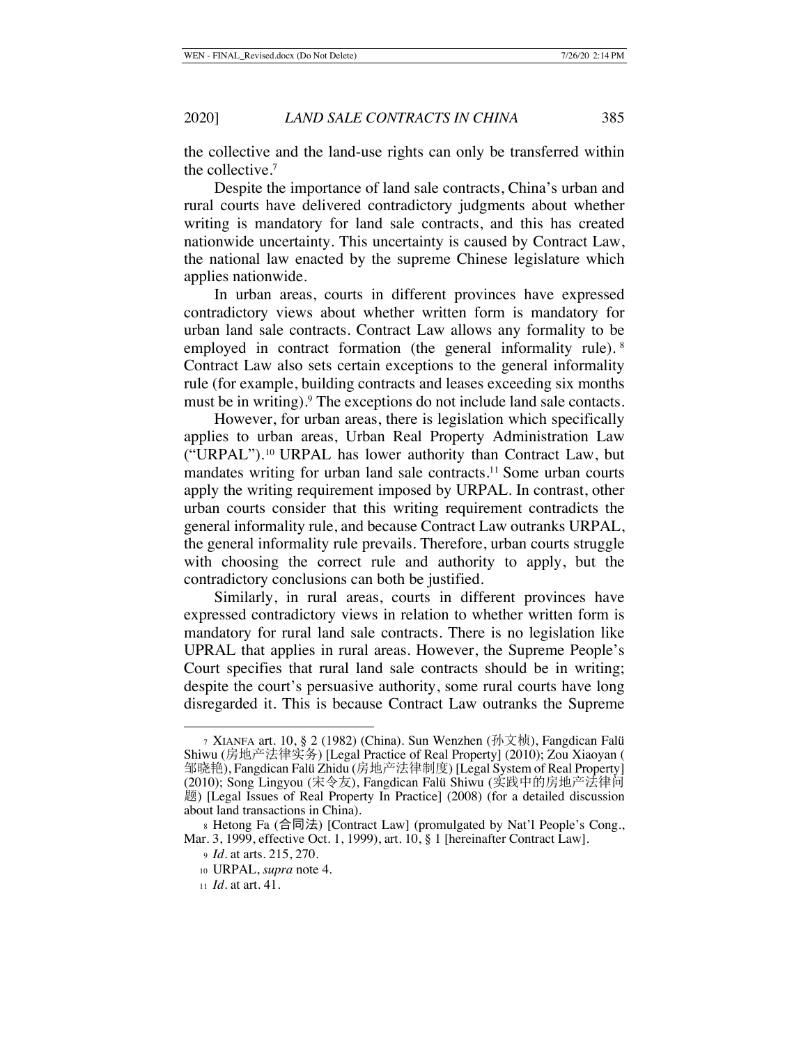the collective and the land-use rights can only be transferred within the collective.[7]

Despite the importance of land sale contracts, China's urban and rural courts have delivered contradictory judgments about whether writing is mandatory for land sale contracts, and this has created nationwide uncertainty. This uncertainty is caused by Contract Law, the national law enacted by the supreme Chinese legislature which applies nationwide.

In urban areas, courts in different provinces have expressed contradictory views about whether written form is mandatory for urban land sale contracts. Contract Law allows any formality to be employed in contract formation (the general informality rule).[8] Contract Law also sets certain exceptions to the general informality rule (for example, building contracts and leases exceeding six months must be in writing).[9] The exceptions do not include land sale contacts.

However, for urban areas, there is legislation which specifically applies to urban areas, Urban Real Property Administration Law ("URPAL").[10] URPAL has lower authority than Contract Law, but mandates writing for urban land sale contracts.[11] Some urban courts apply the writing requirement imposed by URPAL. In contrast, other urban courts consider that this writing requirement contradicts the general informality rule, and because Contract Law outranks URPAL, the general informality rule prevails. Therefore, urban courts struggle with choosing the correct rule and authority to apply, but the contradictory conclusions can both be justified.

Similarly, in rural areas, courts in different provinces have expressed contradictory views in relation to whether written form is mandatory for rural land sale contracts. There is no legislation like UPRAL that applies in rural areas. However, the Supreme People's Court specifies that rural land sale contracts should be in writing; despite the court's persuasive authority, some rural courts have long disregarded it. This is because Contract Law outranks the Supreme

---

[7] XIANFA art. 10, § 2 (1982) (China). Sun Wenzhen (孙文桢), Fangdican Falü Shiwu (房地产法律实务) [Legal Practice of Real Property] (2010); Zou Xiaoyan (邹晓艳), Fangdican Falü Zhidu (房地产法律制度) [Legal System of Real Property] (2010); Song Lingyou (宋令友), Fangdican Falü Shiwu (实践中的房地产法律问题) [Legal Issues of Real Property In Practice] (2008) (for a detailed discussion about land transactions in China).

[8] Hetong Fa (合同法) [Contract Law] (promulgated by Nat'l People's Cong., Mar. 3, 1999, effective Oct. 1, 1999), art. 10, § 1 [hereinafter Contract Law].

[9] *Id.* at arts. 215, 270.

[10] URPAL, *supra* note 4.

[11] *Id.* at art. 41.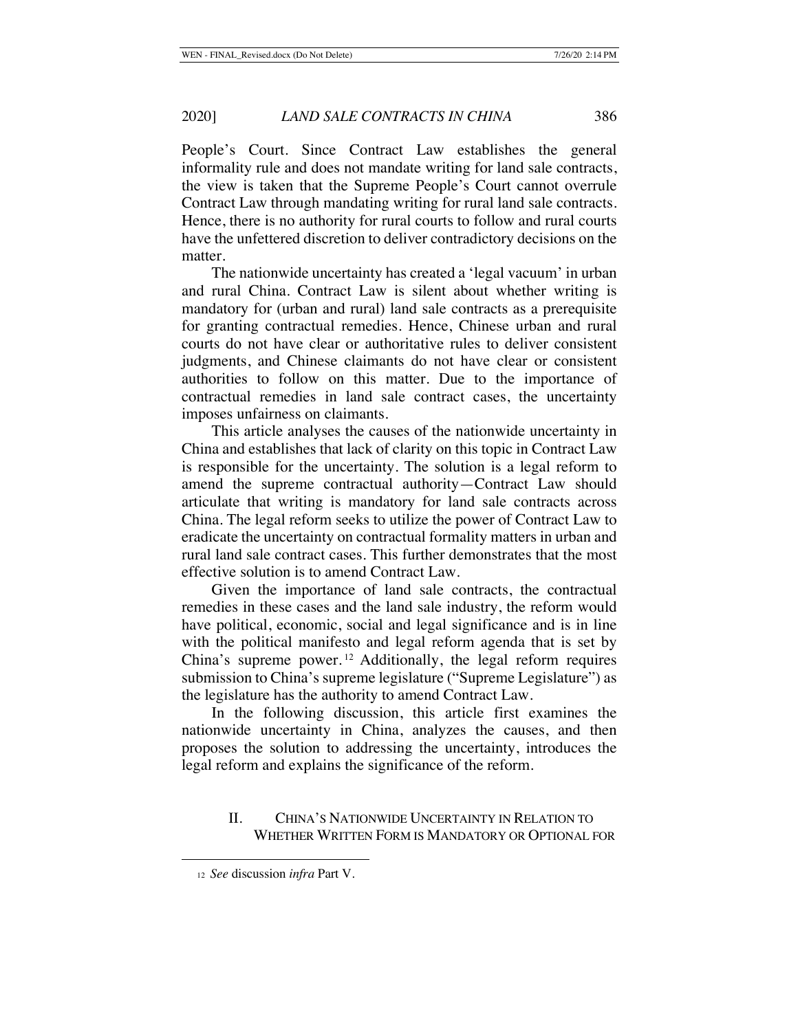People's Court. Since Contract Law establishes the general informality rule and does not mandate writing for land sale contracts, the view is taken that the Supreme People's Court cannot overrule Contract Law through mandating writing for rural land sale contracts. Hence, there is no authority for rural courts to follow and rural courts have the unfettered discretion to deliver contradictory decisions on the matter.

The nationwide uncertainty has created a 'legal vacuum' in urban and rural China. Contract Law is silent about whether writing is mandatory for (urban and rural) land sale contracts as a prerequisite for granting contractual remedies. Hence, Chinese urban and rural courts do not have clear or authoritative rules to deliver consistent judgments, and Chinese claimants do not have clear or consistent authorities to follow on this matter. Due to the importance of contractual remedies in land sale contract cases, the uncertainty imposes unfairness on claimants.

This article analyses the causes of the nationwide uncertainty in China and establishes that lack of clarity on this topic in Contract Law is responsible for the uncertainty. The solution is a legal reform to amend the supreme contractual authority—Contract Law should articulate that writing is mandatory for land sale contracts across China. The legal reform seeks to utilize the power of Contract Law to eradicate the uncertainty on contractual formality matters in urban and rural land sale contract cases. This further demonstrates that the most effective solution is to amend Contract Law.

Given the importance of land sale contracts, the contractual remedies in these cases and the land sale industry, the reform would have political, economic, social and legal significance and is in line with the political manifesto and legal reform agenda that is set by China's supreme power.[12] Additionally, the legal reform requires submission to China's supreme legislature ("Supreme Legislature") as the legislature has the authority to amend Contract Law.

In the following discussion, this article first examines the nationwide uncertainty in China, analyzes the causes, and then proposes the solution to addressing the uncertainty, introduces the legal reform and explains the significance of the reform.

## II. China's Nationwide Uncertainty in Relation to Whether Written Form is Mandatory or Optional for

[12] *See* discussion *infra* Part V.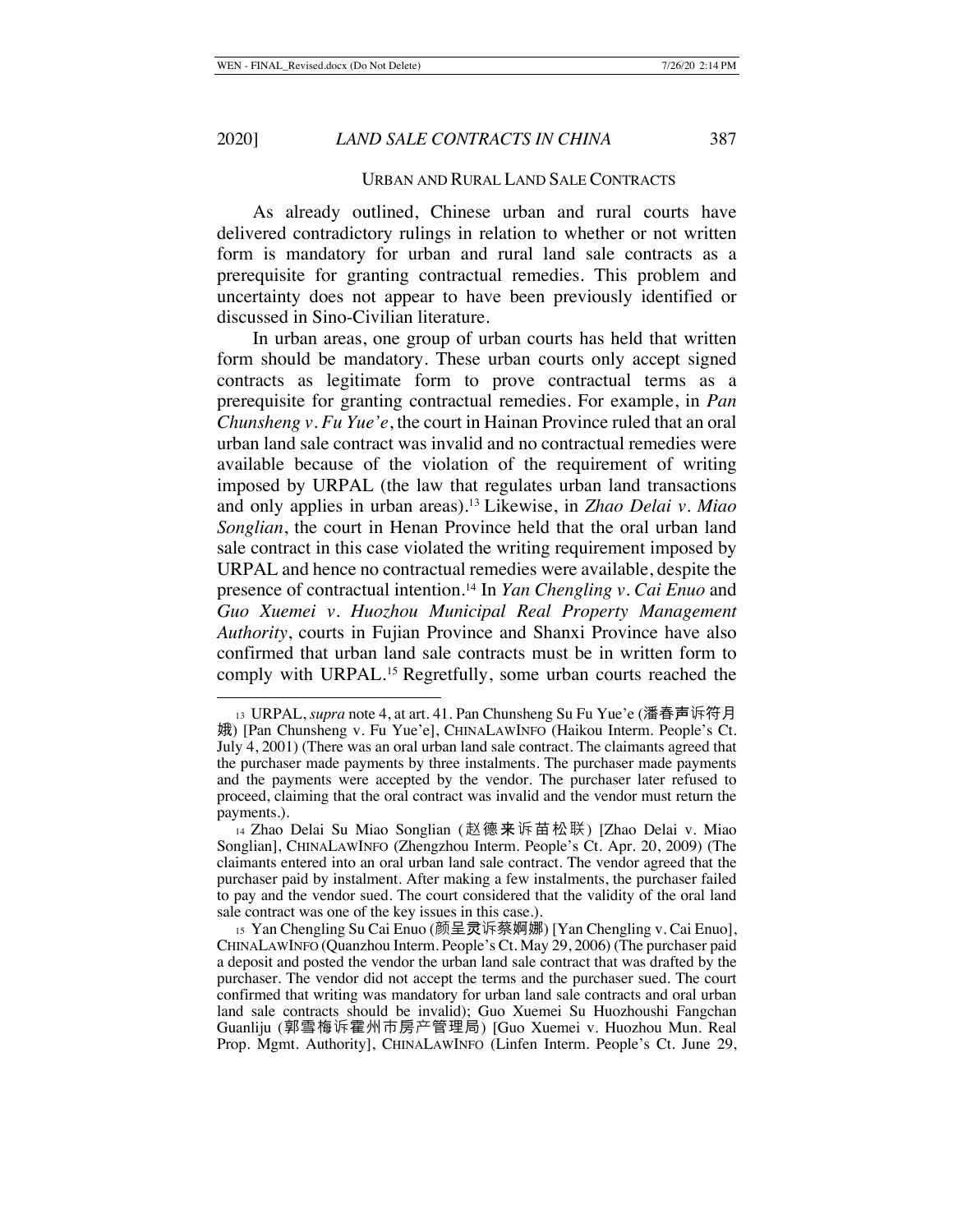## URBAN AND RURAL LAND SALE CONTRACTS

As already outlined, Chinese urban and rural courts have delivered contradictory rulings in relation to whether or not written form is mandatory for urban and rural land sale contracts as a prerequisite for granting contractual remedies. This problem and uncertainty does not appear to have been previously identified or discussed in Sino-Civilian literature.

In urban areas, one group of urban courts has held that written form should be mandatory. These urban courts only accept signed contracts as legitimate form to prove contractual terms as a prerequisite for granting contractual remedies. For example, in *Pan Chunsheng v. Fu Yue'e*, the court in Hainan Province ruled that an oral urban land sale contract was invalid and no contractual remedies were available because of the violation of the requirement of writing imposed by URPAL (the law that regulates urban land transactions and only applies in urban areas).[13] Likewise, in *Zhao Delai v. Miao Songlian*, the court in Henan Province held that the oral urban land sale contract in this case violated the writing requirement imposed by URPAL and hence no contractual remedies were available, despite the presence of contractual intention.[14] In *Yan Chengling v. Cai Enuo* and *Guo Xuemei v. Huozhou Municipal Real Property Management Authority*, courts in Fujian Province and Shanxi Province have also confirmed that urban land sale contracts must be in written form to comply with URPAL.[15] Regretfully, some urban courts reached the

---

13 URPAL, *supra* note 4, at art. 41. Pan Chunsheng Su Fu Yue'e (潘春声诉符月娥) [Pan Chunsheng v. Fu Yue'e], CHINALAWINFO (Haikou Interm. People's Ct. July 4, 2001) (There was an oral urban land sale contract. The claimants agreed that the purchaser made payments by three instalments. The purchaser made payments and the payments were accepted by the vendor. The purchaser later refused to proceed, claiming that the oral contract was invalid and the vendor must return the payments.).

14 Zhao Delai Su Miao Songlian (赵德来诉苗松联) [Zhao Delai v. Miao Songlian], CHINALAWINFO (Zhengzhou Interm. People's Ct. Apr. 20, 2009) (The claimants entered into an oral urban land sale contract. The vendor agreed that the purchaser paid by instalment. After making a few instalments, the purchaser failed to pay and the vendor sued. The court considered that the validity of the oral land sale contract was one of the key issues in this case.).

15 Yan Chengling Su Cai Enuo (颜呈灵诉蔡婀娜) [Yan Chengling v. Cai Enuo], CHINALAWINFO (Quanzhou Interm. People's Ct. May 29, 2006) (The purchaser paid a deposit and posted the vendor the urban land sale contract that was drafted by the purchaser. The vendor did not accept the terms and the purchaser sued. The court confirmed that writing was mandatory for urban land sale contracts and oral urban land sale contracts should be invalid); Guo Xuemei Su Huozhoushi Fangchan Guanliju (郭雪梅诉霍州市房产管理局) [Guo Xuemei v. Huozhou Mun. Real Prop. Mgmt. Authority], CHINALAWINFO (Linfen Interm. People's Ct. June 29,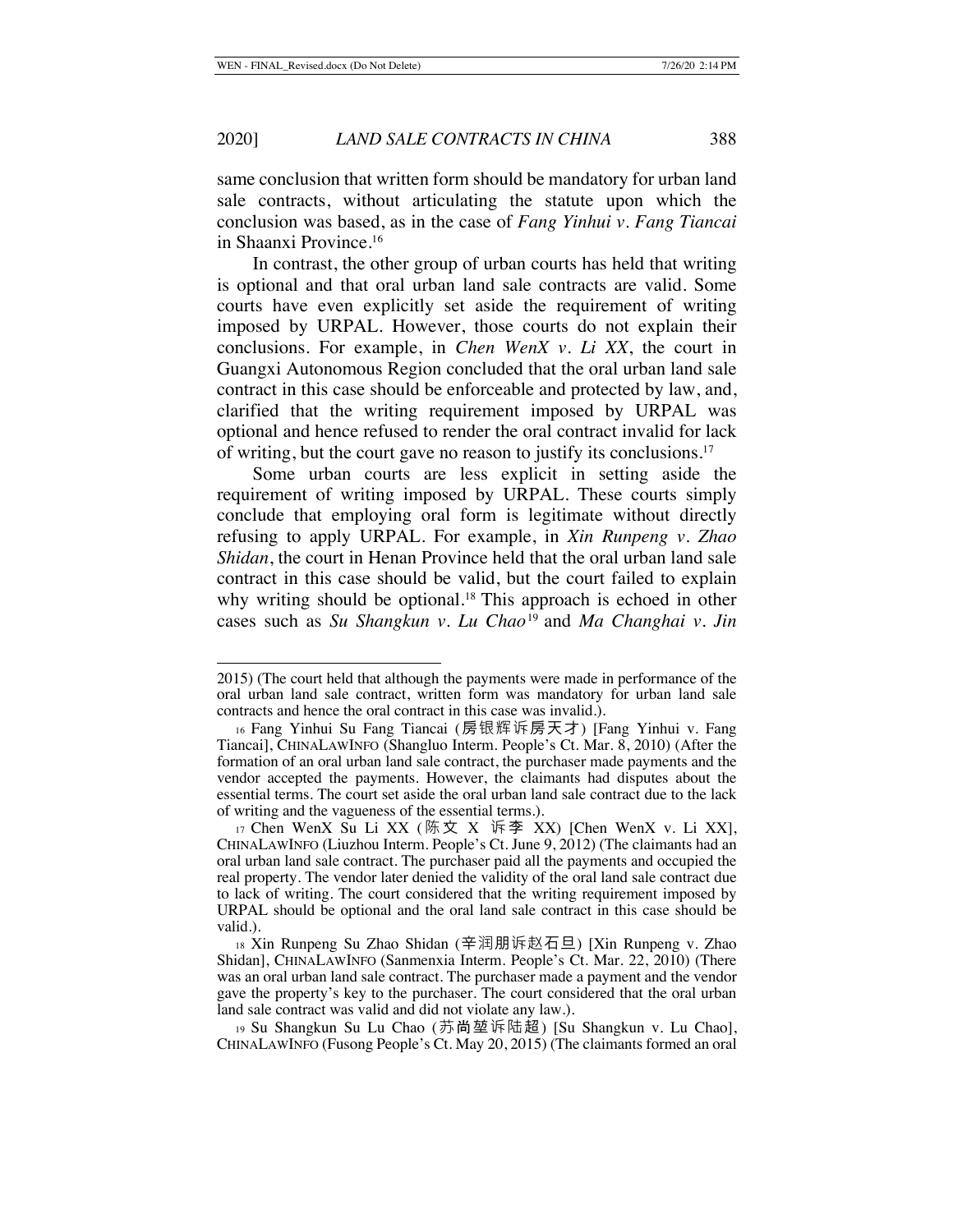same conclusion that written form should be mandatory for urban land sale contracts, without articulating the statute upon which the conclusion was based, as in the case of *Fang Yinhui v. Fang Tiancai* in Shaanxi Province.[16]

In contrast, the other group of urban courts has held that writing is optional and that oral urban land sale contracts are valid. Some courts have even explicitly set aside the requirement of writing imposed by URPAL. However, those courts do not explain their conclusions. For example, in *Chen WenX v. Li XX*, the court in Guangxi Autonomous Region concluded that the oral urban land sale contract in this case should be enforceable and protected by law, and, clarified that the writing requirement imposed by URPAL was optional and hence refused to render the oral contract invalid for lack of writing, but the court gave no reason to justify its conclusions.[17]

Some urban courts are less explicit in setting aside the requirement of writing imposed by URPAL. These courts simply conclude that employing oral form is legitimate without directly refusing to apply URPAL. For example, in *Xin Runpeng v. Zhao Shidan*, the court in Henan Province held that the oral urban land sale contract in this case should be valid, but the court failed to explain why writing should be optional.[18] This approach is echoed in other cases such as *Su Shangkun v. Lu Chao*[19] and *Ma Changhai v. Jin*

---

2015) (The court held that although the payments were made in performance of the oral urban land sale contract, written form was mandatory for urban land sale contracts and hence the oral contract in this case was invalid.).

16 Fang Yinhui Su Fang Tiancai (房银辉诉房天才) [Fang Yinhui v. Fang Tiancai], CHINALAWINFO (Shangluo Interm. People's Ct. Mar. 8, 2010) (After the formation of an oral urban land sale contract, the purchaser made payments and the vendor accepted the payments. However, the claimants had disputes about the essential terms. The court set aside the oral urban land sale contract due to the lack of writing and the vagueness of the essential terms.).

17 Chen WenX Su Li XX (陈文 X 诉李 XX) [Chen WenX v. Li XX], CHINALAWINFO (Liuzhou Interm. People's Ct. June 9, 2012) (The claimants had an oral urban land sale contract. The purchaser paid all the payments and occupied the real property. The vendor later denied the validity of the oral land sale contract due to lack of writing. The court considered that the writing requirement imposed by URPAL should be optional and the oral land sale contract in this case should be valid.).

18 Xin Runpeng Su Zhao Shidan (辛润朋诉赵石旦) [Xin Runpeng v. Zhao Shidan], CHINALAWINFO (Sanmenxia Interm. People's Ct. Mar. 22, 2010) (There was an oral urban land sale contract. The purchaser made a payment and the vendor gave the property's key to the purchaser. The court considered that the oral urban land sale contract was valid and did not violate any law.).

19 Su Shangkun Su Lu Chao (苏尚堃诉陆超) [Su Shangkun v. Lu Chao], CHINALAWINFO (Fusong People's Ct. May 20, 2015) (The claimants formed an oral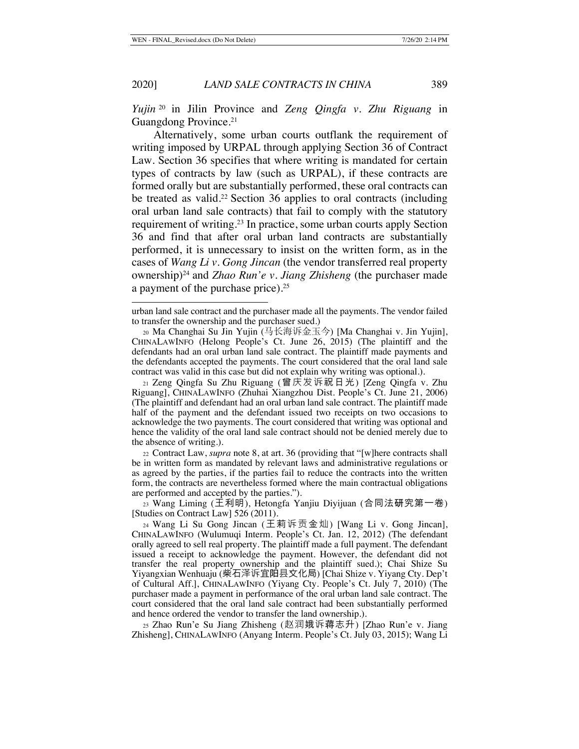*Yujin*[20] in Jilin Province and *Zeng Qingfa v. Zhu Riguang* in Guangdong Province.[21]

Alternatively, some urban courts outflank the requirement of writing imposed by URPAL through applying Section 36 of Contract Law. Section 36 specifies that where writing is mandated for certain types of contracts by law (such as URPAL), if these contracts are formed orally but are substantially performed, these oral contracts can be treated as valid.[22] Section 36 applies to oral contracts (including oral urban land sale contracts) that fail to comply with the statutory requirement of writing.[23] In practice, some urban courts apply Section 36 and find that after oral urban land contracts are substantially performed, it is unnecessary to insist on the written form, as in the cases of *Wang Li v. Gong Jincan* (the vendor transferred real property ownership)[24] and *Zhao Run'e v. Jiang Zhisheng* (the purchaser made a payment of the purchase price).[25]

---

urban land sale contract and the purchaser made all the payments. The vendor failed to transfer the ownership and the purchaser sued.)

20 Ma Changhai Su Jin Yujin (马长海诉金玉今) [Ma Changhai v. Jin Yujin], CHINALAWINFO (Helong People's Ct. June 26, 2015) (The plaintiff and the defendants had an oral urban land sale contract. The plaintiff made payments and the defendants accepted the payments. The court considered that the oral land sale contract was valid in this case but did not explain why writing was optional.).

21 Zeng Qingfa Su Zhu Riguang (曾庆发诉祝日光) [Zeng Qingfa v. Zhu Riguang], CHINALAWINFO (Zhuhai Xiangzhou Dist. People's Ct. June 21, 2006) (The plaintiff and defendant had an oral urban land sale contract. The plaintiff made half of the payment and the defendant issued two receipts on two occasions to acknowledge the two payments. The court considered that writing was optional and hence the validity of the oral land sale contract should not be denied merely due to the absence of writing.).

22 Contract Law, *supra* note 8, at art. 36 (providing that "[w]here contracts shall be in written form as mandated by relevant laws and administrative regulations or as agreed by the parties, if the parties fail to reduce the contracts into the written form, the contracts are nevertheless formed where the main contractual obligations are performed and accepted by the parties.").

23 Wang Liming (王利明), Hetongfa Yanjiu Diyijuan (合同法研究第一卷) [Studies on Contract Law] 526 (2011).

24 Wang Li Su Gong Jincan (王莉诉贡金灿) [Wang Li v. Gong Jincan], CHINALAWINFO (Wulumuqi Interm. People's Ct. Jan. 12, 2012) (The defendant orally agreed to sell real property. The plaintiff made a full payment. The defendant issued a receipt to acknowledge the payment. However, the defendant did not transfer the real property ownership and the plaintiff sued.); Chai Shize Su Yiyangxian Wenhuaju (柴石泽诉宜阳县文化局) [Chai Shize v. Yiyang Cty. Dep't of Cultural Aff.], CHINALAWINFO (Yiyang Cty. People's Ct. July 7, 2010) (The purchaser made a payment in performance of the oral urban land sale contract. The court considered that the oral land sale contract had been substantially performed and hence ordered the vendor to transfer the land ownership.).

25 Zhao Run'e Su Jiang Zhisheng (赵润娥诉蒋志升) [Zhao Run'e v. Jiang Zhisheng], CHINALAWINFO (Anyang Interm. People's Ct. July 03, 2015); Wang Li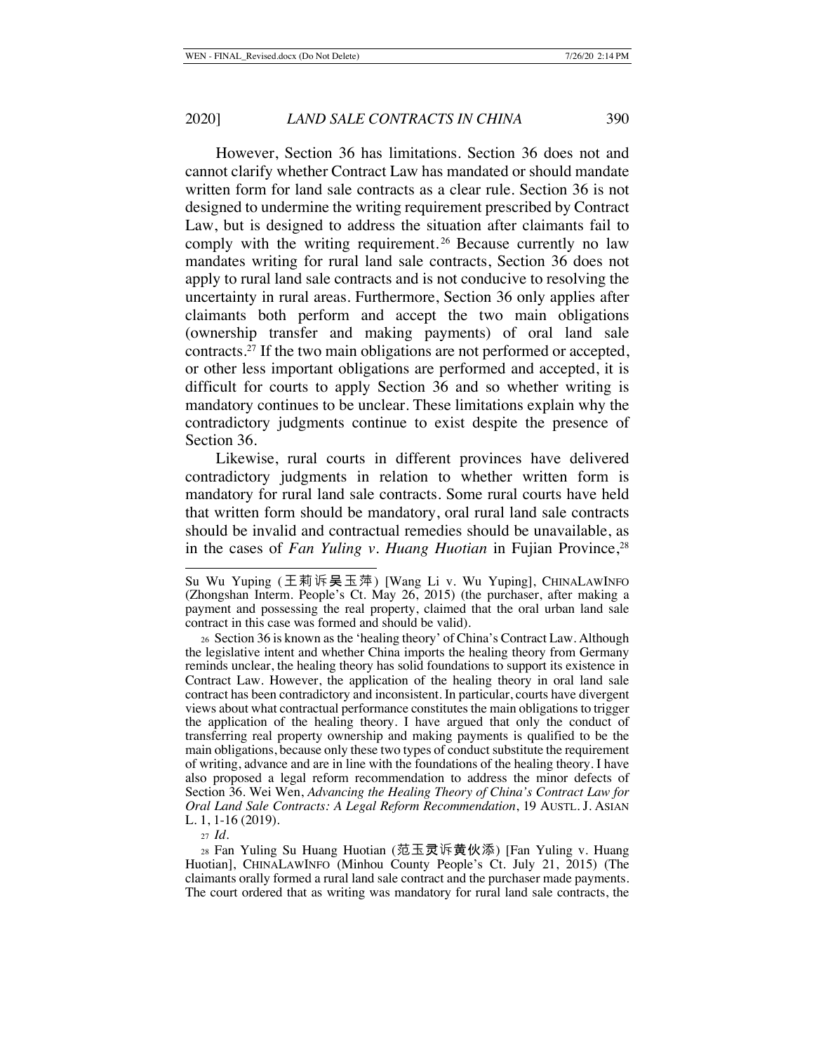However, Section 36 has limitations. Section 36 does not and cannot clarify whether Contract Law has mandated or should mandate written form for land sale contracts as a clear rule. Section 36 is not designed to undermine the writing requirement prescribed by Contract Law, but is designed to address the situation after claimants fail to comply with the writing requirement.[26] Because currently no law mandates writing for rural land sale contracts, Section 36 does not apply to rural land sale contracts and is not conducive to resolving the uncertainty in rural areas. Furthermore, Section 36 only applies after claimants both perform and accept the two main obligations (ownership transfer and making payments) of oral land sale contracts.[27] If the two main obligations are not performed or accepted, or other less important obligations are performed and accepted, it is difficult for courts to apply Section 36 and so whether writing is mandatory continues to be unclear. These limitations explain why the contradictory judgments continue to exist despite the presence of Section 36.

Likewise, rural courts in different provinces have delivered contradictory judgments in relation to whether written form is mandatory for rural land sale contracts. Some rural courts have held that written form should be mandatory, oral rural land sale contracts should be invalid and contractual remedies should be unavailable, as in the cases of *Fan Yuling v. Huang Huotian* in Fujian Province,[28]

---

Su Wu Yuping (王莉诉吴玉萍) [Wang Li v. Wu Yuping], CHINALAWINFO (Zhongshan Interm. People's Ct. May 26, 2015) (the purchaser, after making a payment and possessing the real property, claimed that the oral urban land sale contract in this case was formed and should be valid).

26 Section 36 is known as the 'healing theory' of China's Contract Law. Although the legislative intent and whether China imports the healing theory from Germany reminds unclear, the healing theory has solid foundations to support its existence in Contract Law. However, the application of the healing theory in oral land sale contract has been contradictory and inconsistent. In particular, courts have divergent views about what contractual performance constitutes the main obligations to trigger the application of the healing theory. I have argued that only the conduct of transferring real property ownership and making payments is qualified to be the main obligations, because only these two types of conduct substitute the requirement of writing, advance and are in line with the foundations of the healing theory. I have also proposed a legal reform recommendation to address the minor defects of Section 36. Wei Wen, *Advancing the Healing Theory of China's Contract Law for Oral Land Sale Contracts: A Legal Reform Recommendation*, 19 AUSTL. J. ASIAN L. 1, 1-16 (2019).

27 *Id.*

28 Fan Yuling Su Huang Huotian (范玉灵诉黄伙添) [Fan Yuling v. Huang Huotian], CHINALAWINFO (Minhou County People's Ct. July 21, 2015) (The claimants orally formed a rural land sale contract and the purchaser made payments. The court ordered that as writing was mandatory for rural land sale contracts, the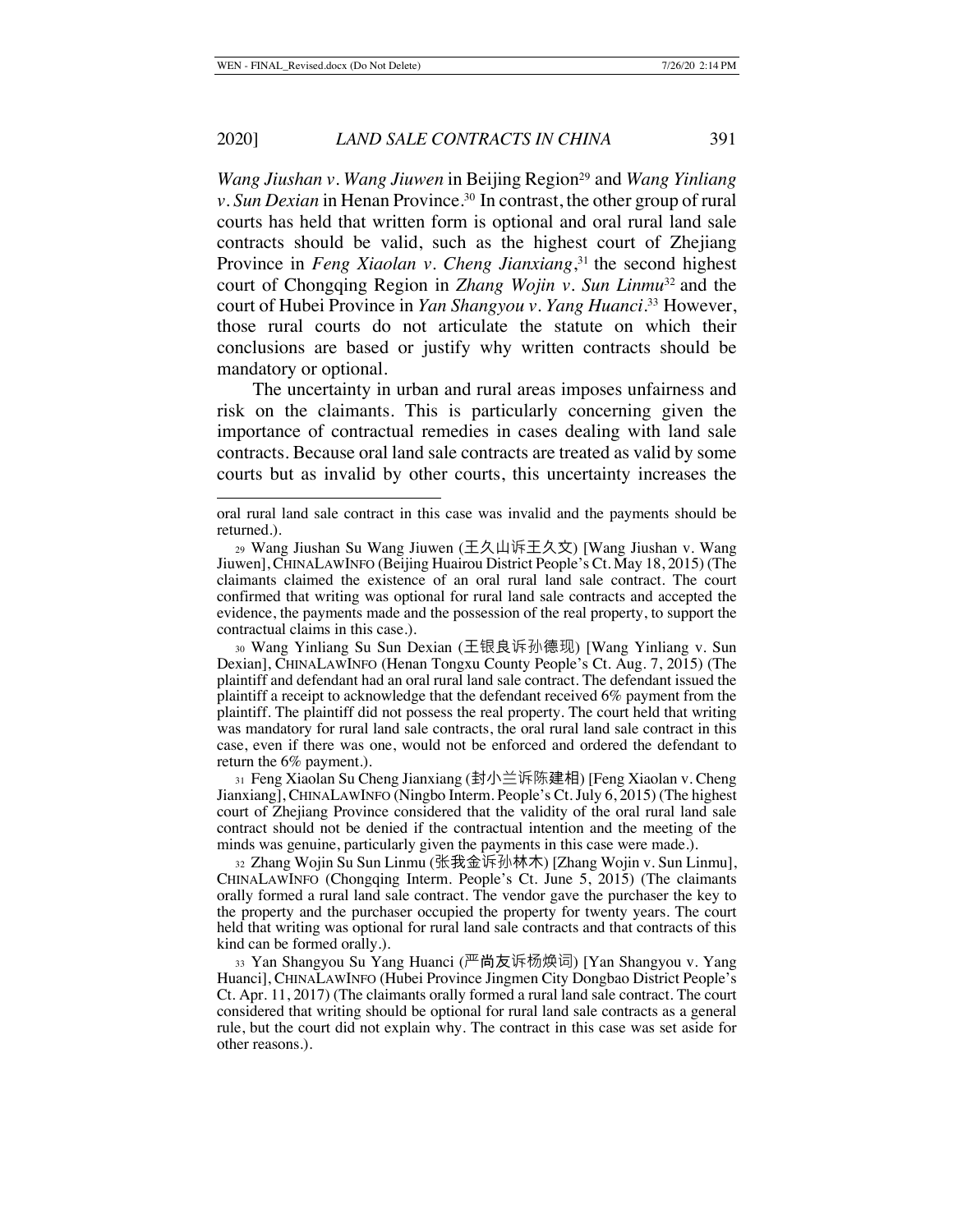*Wang Jiushan v. Wang Jiuwen* in Beijing Region[29] and *Wang Yinliang v. Sun Dexian* in Henan Province.[30] In contrast, the other group of rural courts has held that written form is optional and oral rural land sale contracts should be valid, such as the highest court of Zhejiang Province in *Feng Xiaolan v. Cheng Jianxiang*,[31] the second highest court of Chongqing Region in *Zhang Wojin v. Sun Linmu*[32] and the court of Hubei Province in *Yan Shangyou v. Yang Huanci*.[33] However, those rural courts do not articulate the statute on which their conclusions are based or justify why written contracts should be mandatory or optional.

The uncertainty in urban and rural areas imposes unfairness and risk on the claimants. This is particularly concerning given the importance of contractual remedies in cases dealing with land sale contracts. Because oral land sale contracts are treated as valid by some courts but as invalid by other courts, this uncertainty increases the

---

oral rural land sale contract in this case was invalid and the payments should be returned.).

29 Wang Jiushan Su Wang Jiuwen (王久山诉王久文) [Wang Jiushan v. Wang Jiuwen], CHINALAWINFO (Beijing Huairou District People's Ct. May 18, 2015) (The claimants claimed the existence of an oral rural land sale contract. The court confirmed that writing was optional for rural land sale contracts and accepted the evidence, the payments made and the possession of the real property, to support the contractual claims in this case.).

30 Wang Yinliang Su Sun Dexian (王银良诉孙德现) [Wang Yinliang v. Sun Dexian], CHINALAWINFO (Henan Tongxu County People's Ct. Aug. 7, 2015) (The plaintiff and defendant had an oral rural land sale contract. The defendant issued the plaintiff a receipt to acknowledge that the defendant received 6% payment from the plaintiff. The plaintiff did not possess the real property. The court held that writing was mandatory for rural land sale contracts, the oral rural land sale contract in this case, even if there was one, would not be enforced and ordered the defendant to return the 6% payment.).

31 Feng Xiaolan Su Cheng Jianxiang (封小兰诉陈建相) [Feng Xiaolan v. Cheng Jianxiang], CHINALAWINFO (Ningbo Interm. People's Ct. July 6, 2015) (The highest court of Zhejiang Province considered that the validity of the oral rural land sale contract should not be denied if the contractual intention and the meeting of the minds was genuine, particularly given the payments in this case were made.).

32 Zhang Wojin Su Sun Linmu (张我金诉孙林木) [Zhang Wojin v. Sun Linmu], CHINALAWINFO (Chongqing Interm. People's Ct. June 5, 2015) (The claimants orally formed a rural land sale contract. The vendor gave the purchaser the key to the property and the purchaser occupied the property for twenty years. The court held that writing was optional for rural land sale contracts and that contracts of this kind can be formed orally.).

33 Yan Shangyou Su Yang Huanci (严尚友诉杨焕词) [Yan Shangyou v. Yang Huanci], CHINALAWINFO (Hubei Province Jingmen City Dongbao District People's Ct. Apr. 11, 2017) (The claimants orally formed a rural land sale contract. The court considered that writing should be optional for rural land sale contracts as a general rule, but the court did not explain why. The contract in this case was set aside for other reasons.).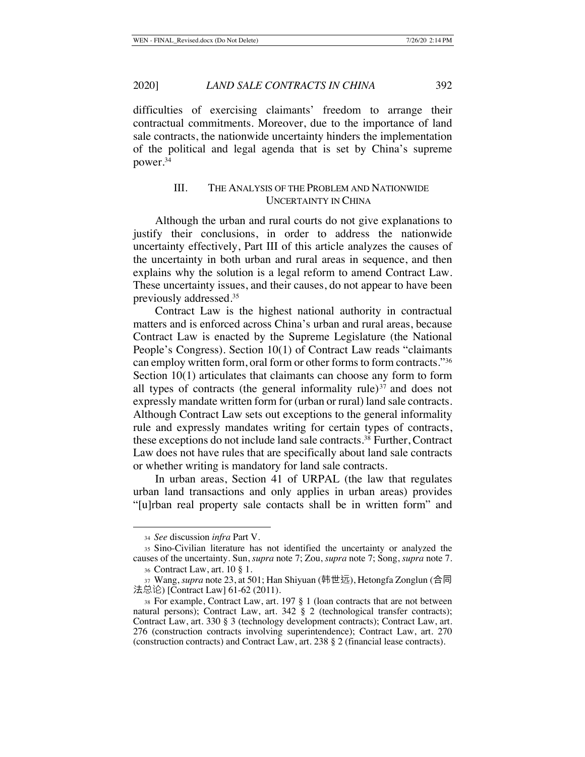difficulties of exercising claimants' freedom to arrange their contractual commitments. Moreover, due to the importance of land sale contracts, the nationwide uncertainty hinders the implementation of the political and legal agenda that is set by China's supreme power.[34]

## III. THE ANALYSIS OF THE PROBLEM AND NATIONWIDE UNCERTAINTY IN CHINA

Although the urban and rural courts do not give explanations to justify their conclusions, in order to address the nationwide uncertainty effectively, Part III of this article analyzes the causes of the uncertainty in both urban and rural areas in sequence, and then explains why the solution is a legal reform to amend Contract Law. These uncertainty issues, and their causes, do not appear to have been previously addressed.[35]

Contract Law is the highest national authority in contractual matters and is enforced across China's urban and rural areas, because Contract Law is enacted by the Supreme Legislature (the National People's Congress). Section 10(1) of Contract Law reads "claimants can employ written form, oral form or other forms to form contracts."[36] Section 10(1) articulates that claimants can choose any form to form all types of contracts (the general informality rule)[37] and does not expressly mandate written form for (urban or rural) land sale contracts. Although Contract Law sets out exceptions to the general informality rule and expressly mandates writing for certain types of contracts, these exceptions do not include land sale contracts.[38] Further, Contract Law does not have rules that are specifically about land sale contracts or whether writing is mandatory for land sale contracts.

In urban areas, Section 41 of URPAL (the law that regulates urban land transactions and only applies in urban areas) provides "[u]rban real property sale contacts shall be in written form" and

---

34 *See* discussion *infra* Part V.

35 Sino-Civilian literature has not identified the uncertainty or analyzed the causes of the uncertainty. Sun, *supra* note 7; Zou, *supra* note 7; Song, *supra* note 7.

36 Contract Law, art. 10 § 1.

37 Wang, *supra* note 23, at 501; Han Shiyuan (韩世远), Hetongfa Zonglun (合同法总论) [Contract Law] 61-62 (2011).

38 For example, Contract Law, art. 197 § 1 (loan contracts that are not between natural persons); Contract Law, art. 342 § 2 (technological transfer contracts); Contract Law, art. 330 § 3 (technology development contracts); Contract Law, art. 276 (construction contracts involving superintendence); Contract Law, art. 270 (construction contracts) and Contract Law, art. 238 § 2 (financial lease contracts).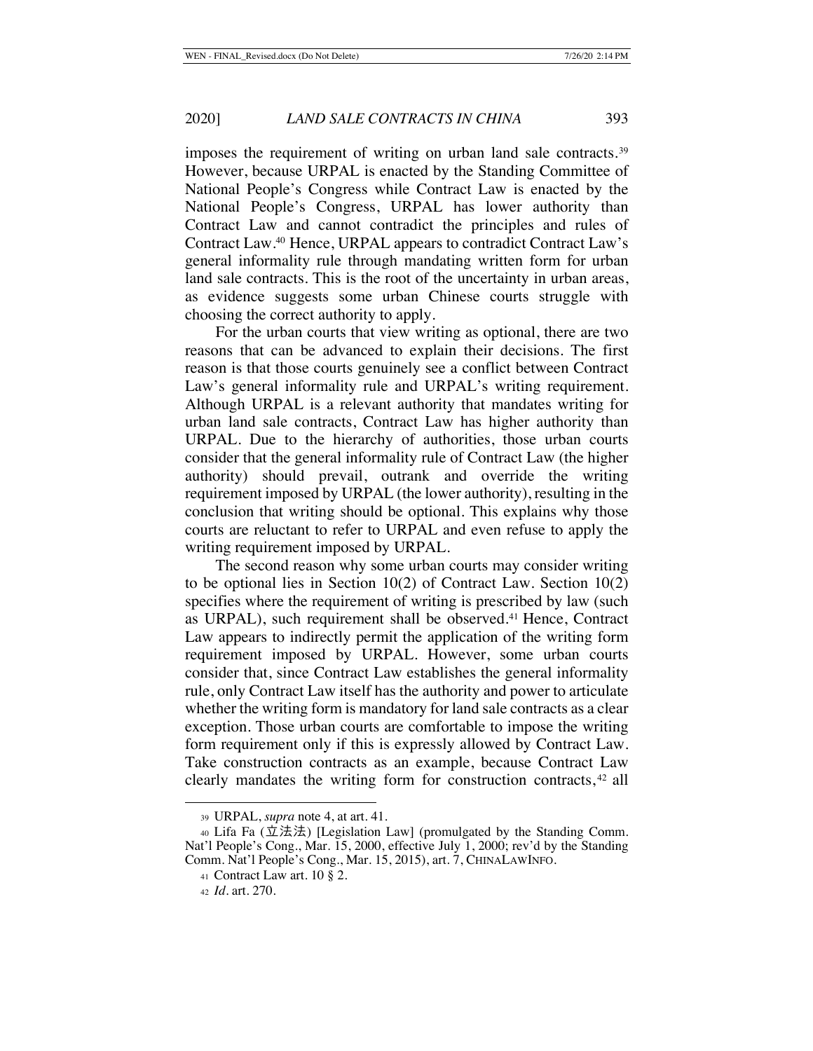imposes the requirement of writing on urban land sale contracts.[39] However, because URPAL is enacted by the Standing Committee of National People's Congress while Contract Law is enacted by the National People's Congress, URPAL has lower authority than Contract Law and cannot contradict the principles and rules of Contract Law.[40] Hence, URPAL appears to contradict Contract Law's general informality rule through mandating written form for urban land sale contracts. This is the root of the uncertainty in urban areas, as evidence suggests some urban Chinese courts struggle with choosing the correct authority to apply.

For the urban courts that view writing as optional, there are two reasons that can be advanced to explain their decisions. The first reason is that those courts genuinely see a conflict between Contract Law's general informality rule and URPAL's writing requirement. Although URPAL is a relevant authority that mandates writing for urban land sale contracts, Contract Law has higher authority than URPAL. Due to the hierarchy of authorities, those urban courts consider that the general informality rule of Contract Law (the higher authority) should prevail, outrank and override the writing requirement imposed by URPAL (the lower authority), resulting in the conclusion that writing should be optional. This explains why those courts are reluctant to refer to URPAL and even refuse to apply the writing requirement imposed by URPAL.

The second reason why some urban courts may consider writing to be optional lies in Section 10(2) of Contract Law. Section 10(2) specifies where the requirement of writing is prescribed by law (such as URPAL), such requirement shall be observed.[41] Hence, Contract Law appears to indirectly permit the application of the writing form requirement imposed by URPAL. However, some urban courts consider that, since Contract Law establishes the general informality rule, only Contract Law itself has the authority and power to articulate whether the writing form is mandatory for land sale contracts as a clear exception. Those urban courts are comfortable to impose the writing form requirement only if this is expressly allowed by Contract Law. Take construction contracts as an example, because Contract Law clearly mandates the writing form for construction contracts,[42] all

---

[39] URPAL, *supra* note 4, at art. 41.

[40] Lifa Fa (立法法) [Legislation Law] (promulgated by the Standing Comm. Nat'l People's Cong., Mar. 15, 2000, effective July 1, 2000; rev'd by the Standing Comm. Nat'l People's Cong., Mar. 15, 2015), art. 7, CHINALAWINFO.

[41] Contract Law art. 10 § 2.

[42] *Id.* art. 270.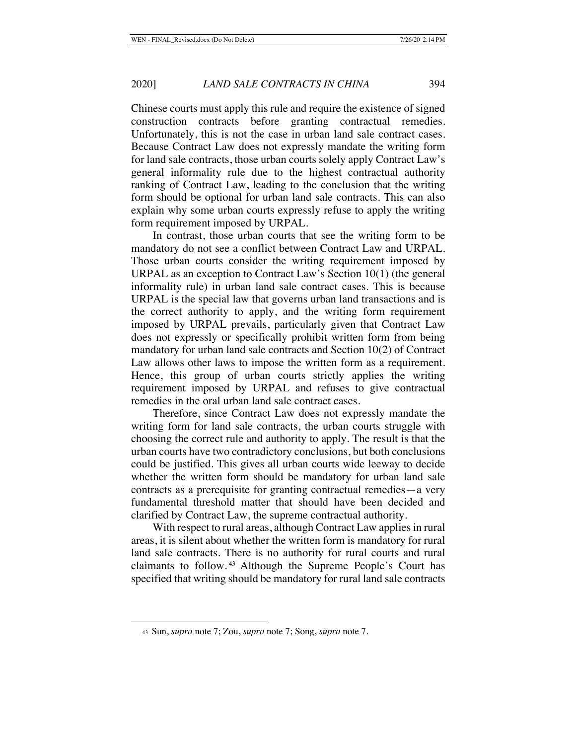Chinese courts must apply this rule and require the existence of signed construction contracts before granting contractual remedies. Unfortunately, this is not the case in urban land sale contract cases. Because Contract Law does not expressly mandate the writing form for land sale contracts, those urban courts solely apply Contract Law's general informality rule due to the highest contractual authority ranking of Contract Law, leading to the conclusion that the writing form should be optional for urban land sale contracts. This can also explain why some urban courts expressly refuse to apply the writing form requirement imposed by URPAL.

In contrast, those urban courts that see the writing form to be mandatory do not see a conflict between Contract Law and URPAL. Those urban courts consider the writing requirement imposed by URPAL as an exception to Contract Law's Section 10(1) (the general informality rule) in urban land sale contract cases. This is because URPAL is the special law that governs urban land transactions and is the correct authority to apply, and the writing form requirement imposed by URPAL prevails, particularly given that Contract Law does not expressly or specifically prohibit written form from being mandatory for urban land sale contracts and Section 10(2) of Contract Law allows other laws to impose the written form as a requirement. Hence, this group of urban courts strictly applies the writing requirement imposed by URPAL and refuses to give contractual remedies in the oral urban land sale contract cases.

Therefore, since Contract Law does not expressly mandate the writing form for land sale contracts, the urban courts struggle with choosing the correct rule and authority to apply. The result is that the urban courts have two contradictory conclusions, but both conclusions could be justified. This gives all urban courts wide leeway to decide whether the written form should be mandatory for urban land sale contracts as a prerequisite for granting contractual remedies—a very fundamental threshold matter that should have been decided and clarified by Contract Law, the supreme contractual authority.

With respect to rural areas, although Contract Law applies in rural areas, it is silent about whether the written form is mandatory for rural land sale contracts. There is no authority for rural courts and rural claimants to follow.[43] Although the Supreme People's Court has specified that writing should be mandatory for rural land sale contracts

---

[43] Sun, *supra* note 7; Zou, *supra* note 7; Song, *supra* note 7.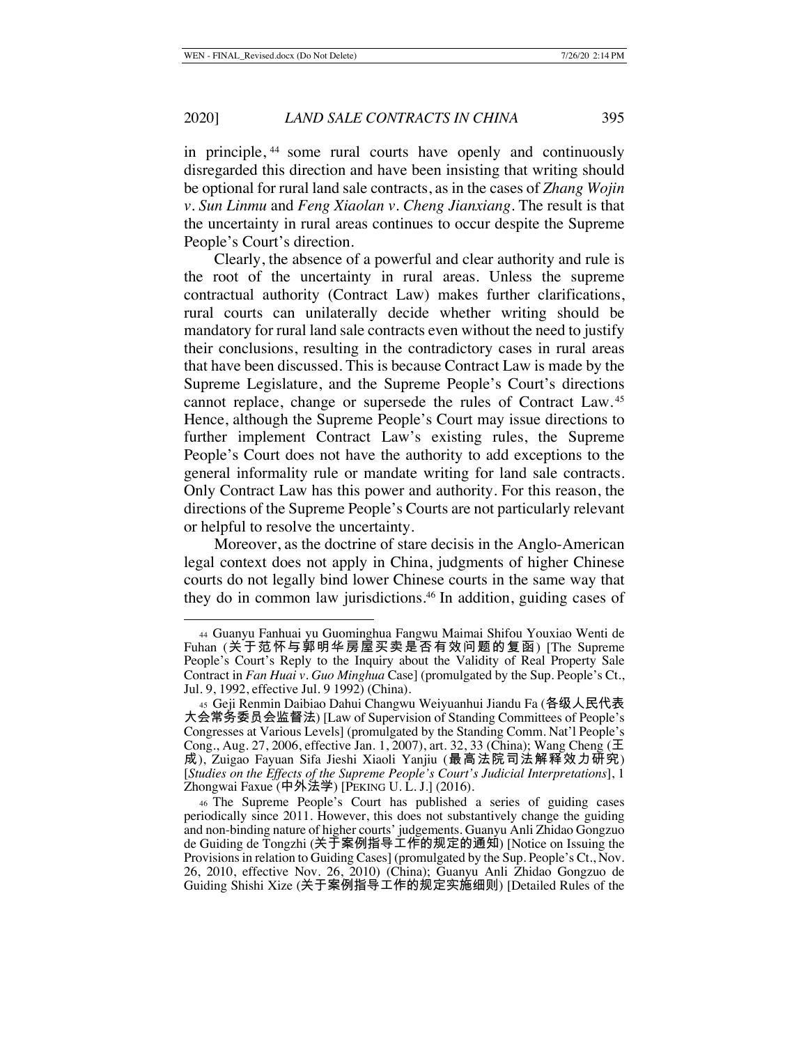in principle,[44] some rural courts have openly and continuously disregarded this direction and have been insisting that writing should be optional for rural land sale contracts, as in the cases of *Zhang Wojin v. Sun Linmu* and *Feng Xiaolan v. Cheng Jianxiang*. The result is that the uncertainty in rural areas continues to occur despite the Supreme People's Court's direction.

Clearly, the absence of a powerful and clear authority and rule is the root of the uncertainty in rural areas. Unless the supreme contractual authority (Contract Law) makes further clarifications, rural courts can unilaterally decide whether writing should be mandatory for rural land sale contracts even without the need to justify their conclusions, resulting in the contradictory cases in rural areas that have been discussed. This is because Contract Law is made by the Supreme Legislature, and the Supreme People's Court's directions cannot replace, change or supersede the rules of Contract Law.[45] Hence, although the Supreme People's Court may issue directions to further implement Contract Law's existing rules, the Supreme People's Court does not have the authority to add exceptions to the general informality rule or mandate writing for land sale contracts. Only Contract Law has this power and authority. For this reason, the directions of the Supreme People's Courts are not particularly relevant or helpful to resolve the uncertainty.

Moreover, as the doctrine of stare decisis in the Anglo-American legal context does not apply in China, judgments of higher Chinese courts do not legally bind lower Chinese courts in the same way that they do in common law jurisdictions.[46] In addition, guiding cases of

---

[44] Guanyu Fanhuai yu Guominghua Fangwu Maimai Shifou Youxiao Wenti de Fuhan (关于范怀与郭明华房屋买卖是否有效问题的复函) [The Supreme People's Court's Reply to the Inquiry about the Validity of Real Property Sale Contract in *Fan Huai v. Guo Minghua* Case] (promulgated by the Sup. People's Ct., Jul. 9, 1992, effective Jul. 9 1992) (China).

[45] Geji Renmin Daibiao Dahui Changwu Weiyuanhui Jiandu Fa (各级人民代表大会常务委员会监督法) [Law of Supervision of Standing Committees of People's Congresses at Various Levels] (promulgated by the Standing Comm. Nat'l People's Cong., Aug. 27, 2006, effective Jan. 1, 2007), art. 32, 33 (China); Wang Cheng (王成), Zuigao Fayuan Sifa Jieshi Xiaoli Yanjiu (最高法院司法解释效力研究) [*Studies on the Effects of the Supreme People's Court's Judicial Interpretations*], 1 Zhongwai Faxue (中外法学) [PEKING U. L. J.] (2016).

[46] The Supreme People's Court has published a series of guiding cases periodically since 2011. However, this does not substantively change the guiding and non-binding nature of higher courts' judgements. Guanyu Anli Zhidao Gongzuo de Guiding de Tongzhi (关于案例指导工作的规定的通知) [Notice on Issuing the Provisions in relation to Guiding Cases] (promulgated by the Sup. People's Ct., Nov. 26, 2010, effective Nov. 26, 2010) (China); Guanyu Anli Zhidao Gongzuo de Guiding Shishi Xize (关于案例指导工作的规定实施细则) [Detailed Rules of the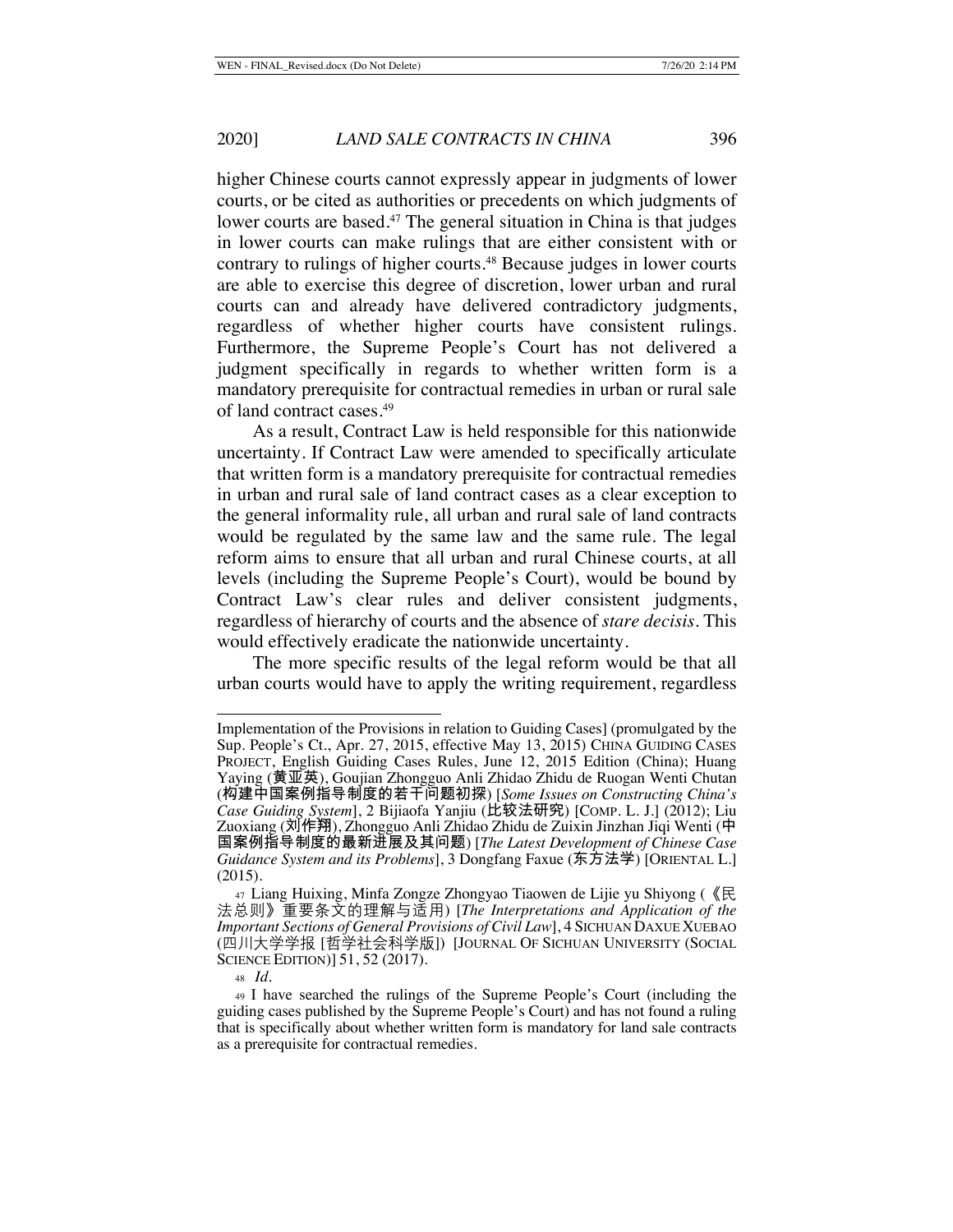higher Chinese courts cannot expressly appear in judgments of lower courts, or be cited as authorities or precedents on which judgments of lower courts are based.[47] The general situation in China is that judges in lower courts can make rulings that are either consistent with or contrary to rulings of higher courts.[48] Because judges in lower courts are able to exercise this degree of discretion, lower urban and rural courts can and already have delivered contradictory judgments, regardless of whether higher courts have consistent rulings. Furthermore, the Supreme People's Court has not delivered a judgment specifically in regards to whether written form is a mandatory prerequisite for contractual remedies in urban or rural sale of land contract cases.[49]

As a result, Contract Law is held responsible for this nationwide uncertainty. If Contract Law were amended to specifically articulate that written form is a mandatory prerequisite for contractual remedies in urban and rural sale of land contract cases as a clear exception to the general informality rule, all urban and rural sale of land contracts would be regulated by the same law and the same rule. The legal reform aims to ensure that all urban and rural Chinese courts, at all levels (including the Supreme People's Court), would be bound by Contract Law's clear rules and deliver consistent judgments, regardless of hierarchy of courts and the absence of *stare decisis*. This would effectively eradicate the nationwide uncertainty.

The more specific results of the legal reform would be that all urban courts would have to apply the writing requirement, regardless

---

Implementation of the Provisions in relation to Guiding Cases] (promulgated by the Sup. People's Ct., Apr. 27, 2015, effective May 13, 2015) CHINA GUIDING CASES PROJECT, English Guiding Cases Rules, June 12, 2015 Edition (China); Huang Yaying (黄亚英), Goujian Zhongguo Anli Zhidao Zhidu de Ruogan Wenti Chutan (构建中国案例指导制度的若干问题初探) [*Some Issues on Constructing China's Case Guiding System*], 2 Bijiaofa Yanjiu (比较法研究) [COMP. L. J.] (2012); Liu Zuoxiang (刘作翔), Zhongguo Anli Zhidao Zhidu de Zuixin Jinzhan Jiqi Wenti (中国案例指导制度的最新进展及其问题) [*The Latest Development of Chinese Case Guidance System and its Problems*], 3 Dongfang Faxue (东方法学) [ORIENTAL L.] (2015).

[47] Liang Huixing, Minfa Zongze Zhongyao Tiaowen de Lijie yu Shiyong (《民法总则》重要条文的理解与适用) [*The Interpretations and Application of the Important Sections of General Provisions of Civil Law*], 4 SICHUAN DAXUE XUEBAO (四川大学学报 [哲学社会科学版]) [JOURNAL OF SICHUAN UNIVERSITY (SOCIAL SCIENCE EDITION)] 51, 52 (2017).

[48] *Id.*

[49] I have searched the rulings of the Supreme People's Court (including the guiding cases published by the Supreme People's Court) and has not found a ruling that is specifically about whether written form is mandatory for land sale contracts as a prerequisite for contractual remedies.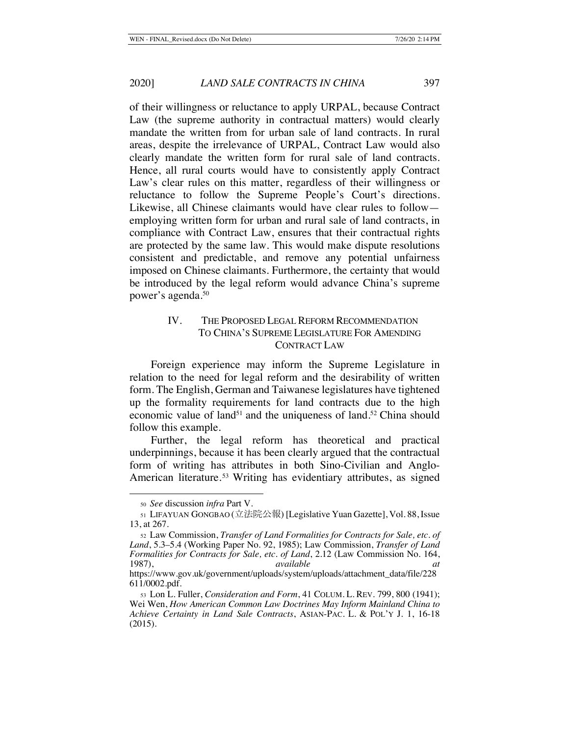of their willingness or reluctance to apply URPAL, because Contract Law (the supreme authority in contractual matters) would clearly mandate the written from for urban sale of land contracts. In rural areas, despite the irrelevance of URPAL, Contract Law would also clearly mandate the written form for rural sale of land contracts. Hence, all rural courts would have to consistently apply Contract Law's clear rules on this matter, regardless of their willingness or reluctance to follow the Supreme People's Court's directions. Likewise, all Chinese claimants would have clear rules to follow—employing written form for urban and rural sale of land contracts, in compliance with Contract Law, ensures that their contractual rights are protected by the same law. This would make dispute resolutions consistent and predictable, and remove any potential unfairness imposed on Chinese claimants. Furthermore, the certainty that would be introduced by the legal reform would advance China's supreme power's agenda.[50]

## IV. THE PROPOSED LEGAL REFORM RECOMMENDATION TO CHINA'S SUPREME LEGISLATURE FOR AMENDING CONTRACT LAW

Foreign experience may inform the Supreme Legislature in relation to the need for legal reform and the desirability of written form. The English, German and Taiwanese legislatures have tightened up the formality requirements for land contracts due to the high economic value of land[51] and the uniqueness of land.[52] China should follow this example.

Further, the legal reform has theoretical and practical underpinnings, because it has been clearly argued that the contractual form of writing has attributes in both Sino-Civilian and Anglo-American literature.[53] Writing has evidentiary attributes, as signed

---

[50] *See* discussion *infra* Part V.

[51] LIFAYUAN GONGBAO (立法院公報) [Legislative Yuan Gazette], Vol. 88, Issue 13, at 267.

[52] Law Commission, *Transfer of Land Formalities for Contracts for Sale, etc. of Land*, 5.3–5.4 (Working Paper No. 92, 1985); Law Commission, *Transfer of Land Formalities for Contracts for Sale, etc. of Land*, 2.12 (Law Commission No. 164, 1987), *available at* https://www.gov.uk/government/uploads/system/uploads/attachment_data/file/228611/0002.pdf.

[53] Lon L. Fuller, *Consideration and Form*, 41 COLUM. L. REV. 799, 800 (1941); Wei Wen, *How American Common Law Doctrines May Inform Mainland China to Achieve Certainty in Land Sale Contracts*, ASIAN-PAC. L. & POL'Y J. 1, 16-18 (2015).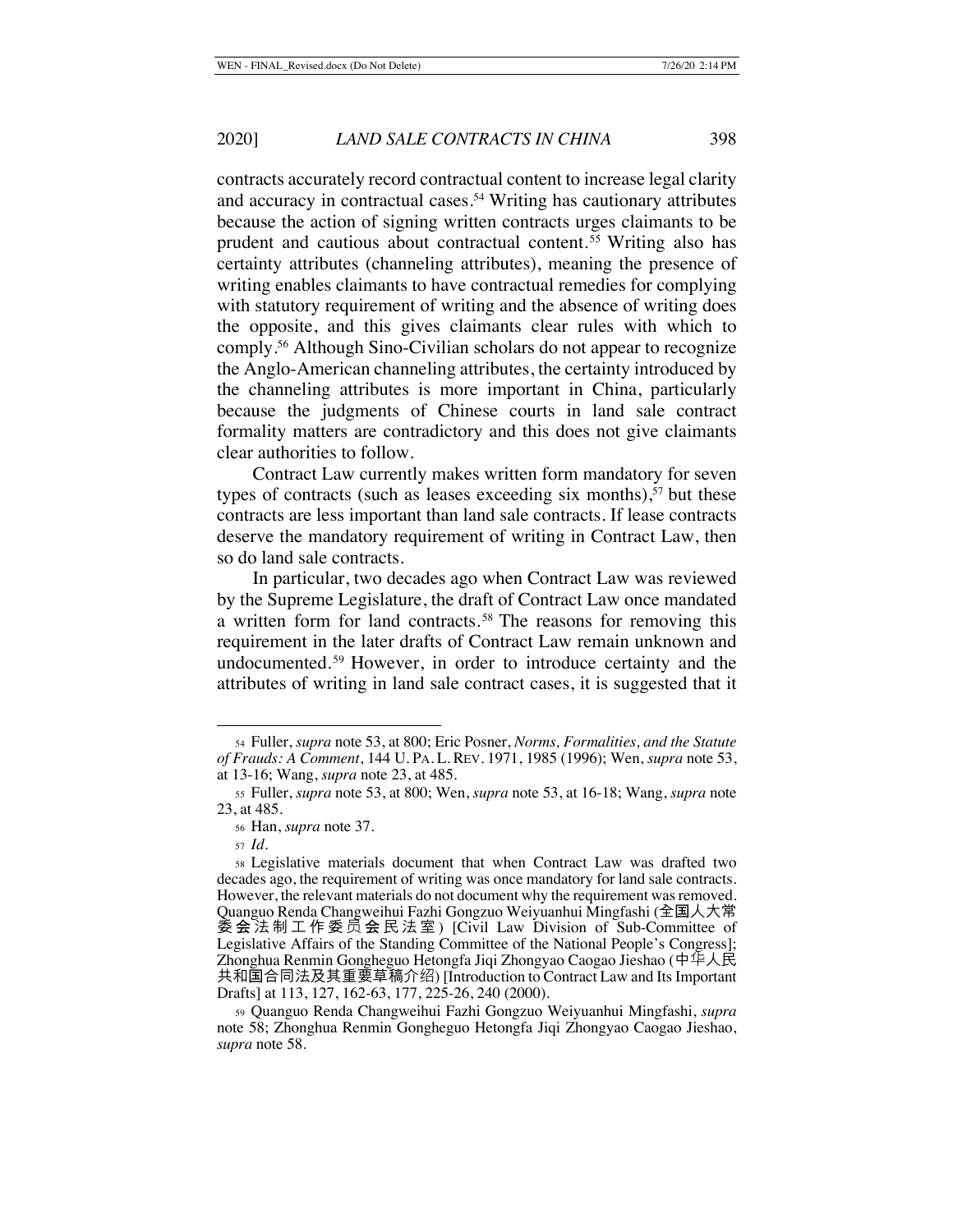contracts accurately record contractual content to increase legal clarity and accuracy in contractual cases.[54] Writing has cautionary attributes because the action of signing written contracts urges claimants to be prudent and cautious about contractual content.[55] Writing also has certainty attributes (channeling attributes), meaning the presence of writing enables claimants to have contractual remedies for complying with statutory requirement of writing and the absence of writing does the opposite, and this gives claimants clear rules with which to comply.[56] Although Sino-Civilian scholars do not appear to recognize the Anglo-American channeling attributes, the certainty introduced by the channeling attributes is more important in China, particularly because the judgments of Chinese courts in land sale contract formality matters are contradictory and this does not give claimants clear authorities to follow.

Contract Law currently makes written form mandatory for seven types of contracts (such as leases exceeding six months),[57] but these contracts are less important than land sale contracts. If lease contracts deserve the mandatory requirement of writing in Contract Law, then so do land sale contracts.

In particular, two decades ago when Contract Law was reviewed by the Supreme Legislature, the draft of Contract Law once mandated a written form for land contracts.[58] The reasons for removing this requirement in the later drafts of Contract Law remain unknown and undocumented.[59] However, in order to introduce certainty and the attributes of writing in land sale contract cases, it is suggested that it

---

[54] Fuller, *supra* note 53, at 800; Eric Posner, *Norms, Formalities, and the Statute of Frauds: A Comment*, 144 U. PA. L. REV. 1971, 1985 (1996); Wen, *supra* note 53, at 13-16; Wang, *supra* note 23, at 485.

[55] Fuller, *supra* note 53, at 800; Wen, *supra* note 53, at 16-18; Wang, *supra* note 23, at 485.

[56] Han, *supra* note 37.

[57] *Id.*

[58] Legislative materials document that when Contract Law was drafted two decades ago, the requirement of writing was once mandatory for land sale contracts. However, the relevant materials do not document why the requirement was removed. Quanguo Renda Changweihui Fazhi Gongzuo Weiyuanhui Mingfashi (全国人大常委会法制工作委员会民法室) [Civil Law Division of Sub-Committee of Legislative Affairs of the Standing Committee of the National People's Congress]; Zhonghua Renmin Gongheguo Hetongfa Jiqi Zhongyao Caogao Jieshao (中华人民共和国合同法及其重要草稿介绍) [Introduction to Contract Law and Its Important Drafts] at 113, 127, 162-63, 177, 225-26, 240 (2000).

[59] Quanguo Renda Changweihui Fazhi Gongzuo Weiyuanhui Mingfashi, *supra* note 58; Zhonghua Renmin Gongheguo Hetongfa Jiqi Zhongyao Caogao Jieshao, *supra* note 58.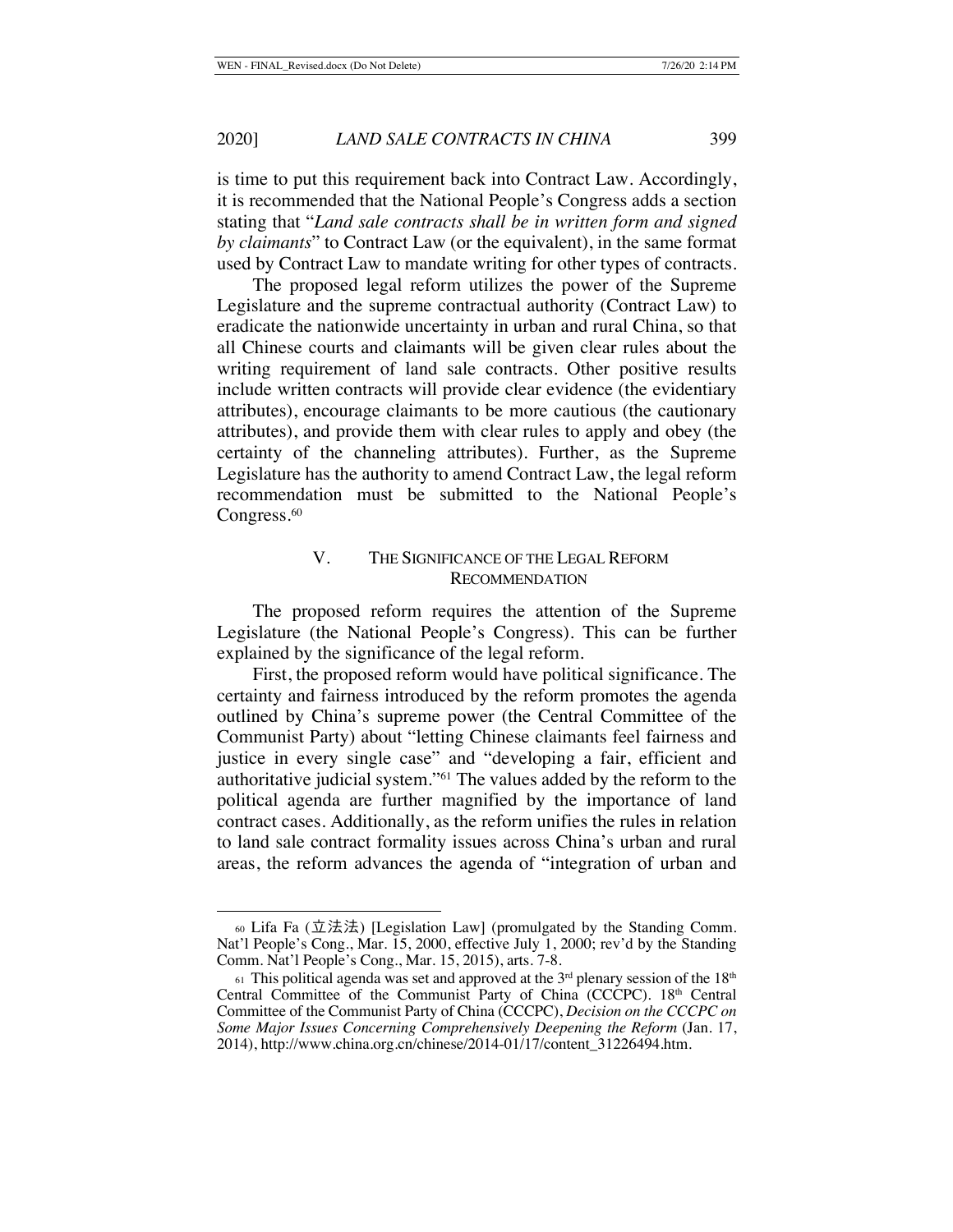is time to put this requirement back into Contract Law. Accordingly, it is recommended that the National People's Congress adds a section stating that "*Land sale contracts shall be in written form and signed by claimants*" to Contract Law (or the equivalent), in the same format used by Contract Law to mandate writing for other types of contracts.

The proposed legal reform utilizes the power of the Supreme Legislature and the supreme contractual authority (Contract Law) to eradicate the nationwide uncertainty in urban and rural China, so that all Chinese courts and claimants will be given clear rules about the writing requirement of land sale contracts. Other positive results include written contracts will provide clear evidence (the evidentiary attributes), encourage claimants to be more cautious (the cautionary attributes), and provide them with clear rules to apply and obey (the certainty of the channeling attributes). Further, as the Supreme Legislature has the authority to amend Contract Law, the legal reform recommendation must be submitted to the National People's Congress.[60]

## V. THE SIGNIFICANCE OF THE LEGAL REFORM RECOMMENDATION

The proposed reform requires the attention of the Supreme Legislature (the National People's Congress). This can be further explained by the significance of the legal reform.

First, the proposed reform would have political significance. The certainty and fairness introduced by the reform promotes the agenda outlined by China's supreme power (the Central Committee of the Communist Party) about "letting Chinese claimants feel fairness and justice in every single case" and "developing a fair, efficient and authoritative judicial system."[61] The values added by the reform to the political agenda are further magnified by the importance of land contract cases. Additionally, as the reform unifies the rules in relation to land sale contract formality issues across China's urban and rural areas, the reform advances the agenda of "integration of urban and

---

[60] Lifa Fa (立法法) [Legislation Law] (promulgated by the Standing Comm. Nat'l People's Cong., Mar. 15, 2000, effective July 1, 2000; rev'd by the Standing Comm. Nat'l People's Cong., Mar. 15, 2015), arts. 7-8.

[61] This political agenda was set and approved at the 3rd plenary session of the 18th Central Committee of the Communist Party of China (CCCPC). 18th Central Committee of the Communist Party of China (CCCPC), *Decision on the CCCPC on Some Major Issues Concerning Comprehensively Deepening the Reform* (Jan. 17, 2014), http://www.china.org.cn/chinese/2014-01/17/content_31226494.htm.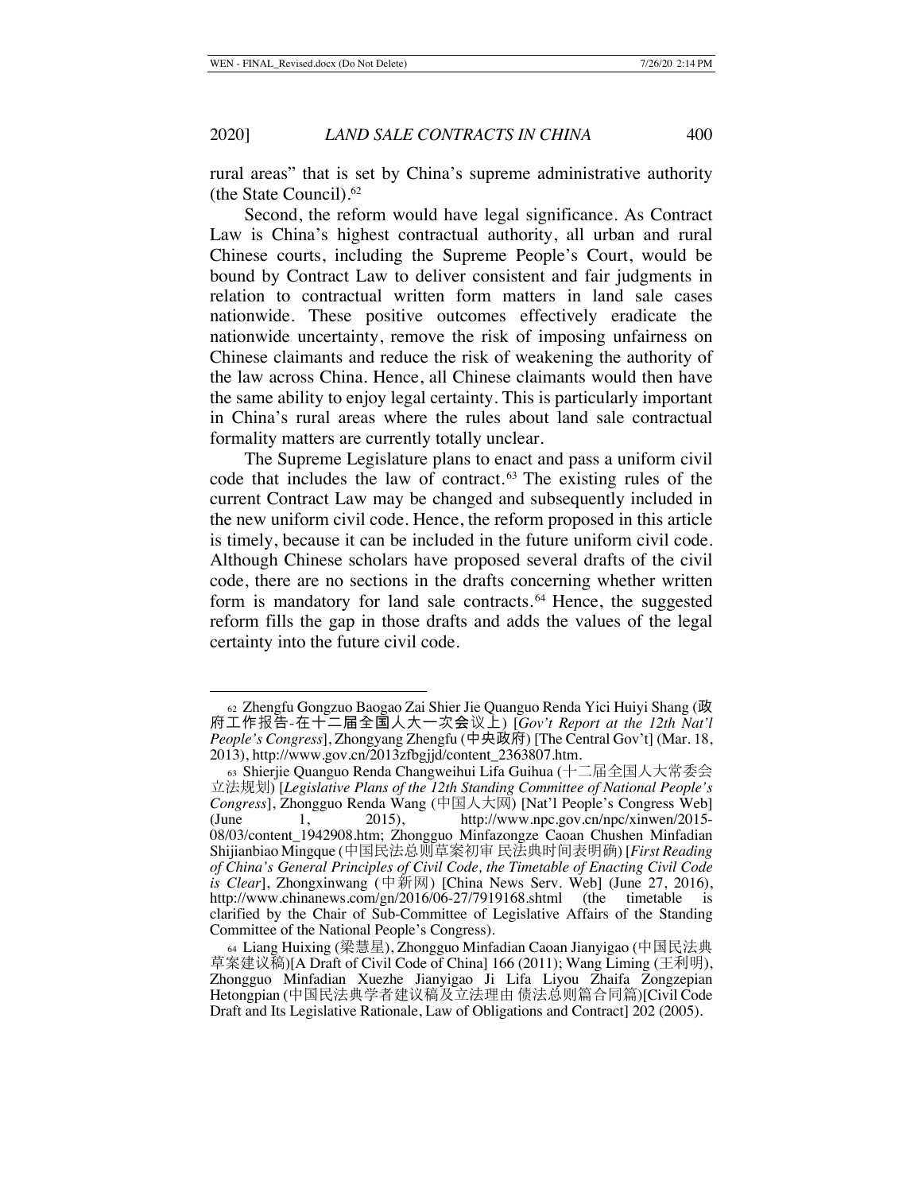rural areas" that is set by China's supreme administrative authority (the State Council).[62]

Second, the reform would have legal significance. As Contract Law is China's highest contractual authority, all urban and rural Chinese courts, including the Supreme People's Court, would be bound by Contract Law to deliver consistent and fair judgments in relation to contractual written form matters in land sale cases nationwide. These positive outcomes effectively eradicate the nationwide uncertainty, remove the risk of imposing unfairness on Chinese claimants and reduce the risk of weakening the authority of the law across China. Hence, all Chinese claimants would then have the same ability to enjoy legal certainty. This is particularly important in China's rural areas where the rules about land sale contractual formality matters are currently totally unclear.

The Supreme Legislature plans to enact and pass a uniform civil code that includes the law of contract.[63] The existing rules of the current Contract Law may be changed and subsequently included in the new uniform civil code. Hence, the reform proposed in this article is timely, because it can be included in the future uniform civil code. Although Chinese scholars have proposed several drafts of the civil code, there are no sections in the drafts concerning whether written form is mandatory for land sale contracts.[64] Hence, the suggested reform fills the gap in those drafts and adds the values of the legal certainty into the future civil code.

---

[62] Zhengfu Gongzuo Baogao Zai Shier Jie Quanguo Renda Yici Huiyi Shang (政府工作报告-在十二届全国人大一次会议上) [*Gov't Report at the 12th Nat'l People's Congress*], Zhongyang Zhengfu (中央政府) [The Central Gov't] (Mar. 18, 2013), http://www.gov.cn/2013zfbgjjd/content_2363807.htm.

[63] Shierjie Quanguo Renda Changweihui Lifa Guihua (十二届全国人大常委会立法规划) [*Legislative Plans of the 12th Standing Committee of National People's Congress*], Zhongguo Renda Wang (中国人大网) [Nat'l People's Congress Web] (June 1, 2015), http://www.npc.gov.cn/npc/xinwen/2015-08/03/content_1942908.htm; Zhongguo Minfazongze Caoan Chushen Minfadian Shijianbiao Mingque (中国民法总则草案初审 民法典时间表明确) [*First Reading of China's General Principles of Civil Code, the Timetable of Enacting Civil Code is Clear*], Zhongxinwang (中新网) [China News Serv. Web] (June 27, 2016), http://www.chinanews.com/gn/2016/06-27/7919168.shtml (the timetable is clarified by the Chair of Sub-Committee of Legislative Affairs of the Standing Committee of the National People's Congress).

[64] Liang Huixing (梁慧星), Zhongguo Minfadian Caoan Jianyigao (中国民法典草案建议稿)[A Draft of Civil Code of China] 166 (2011); Wang Liming (王利明), Zhongguo Minfadian Xuezhe Jianyigao Ji Lifa Liyou Zhaifa Zongzepian Hetongpian (中国民法典学者建议稿及立法理由 债法总则篇合同篇)[Civil Code Draft and Its Legislative Rationale, Law of Obligations and Contract] 202 (2005).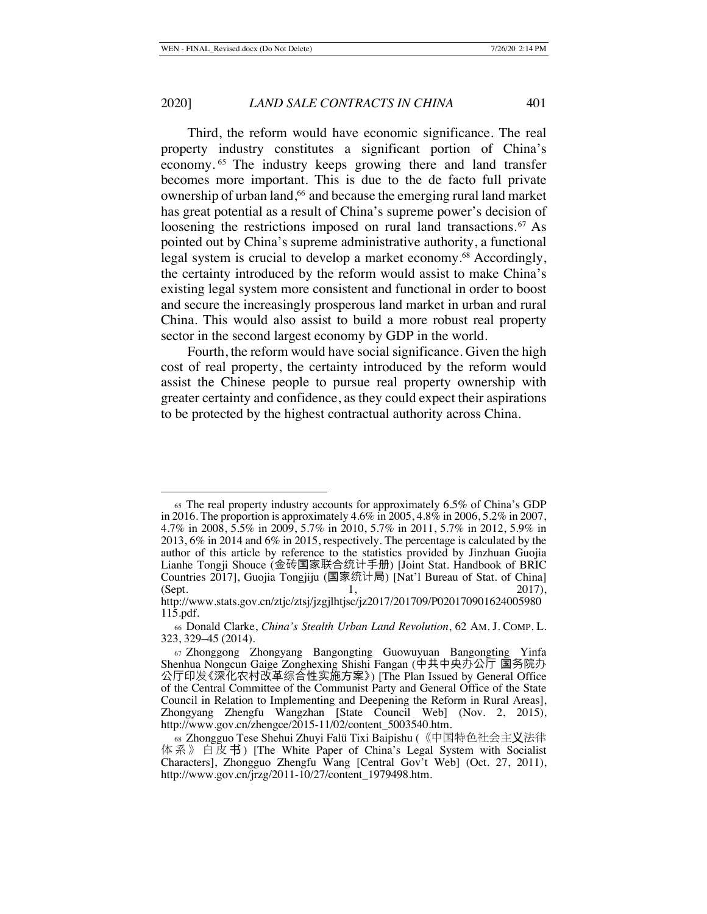Third, the reform would have economic significance. The real property industry constitutes a significant portion of China's economy.[65] The industry keeps growing there and land transfer becomes more important. This is due to the de facto full private ownership of urban land,[66] and because the emerging rural land market has great potential as a result of China's supreme power's decision of loosening the restrictions imposed on rural land transactions.[67] As pointed out by China's supreme administrative authority, a functional legal system is crucial to develop a market economy.[68] Accordingly, the certainty introduced by the reform would assist to make China's existing legal system more consistent and functional in order to boost and secure the increasingly prosperous land market in urban and rural China. This would also assist to build a more robust real property sector in the second largest economy by GDP in the world.

Fourth, the reform would have social significance. Given the high cost of real property, the certainty introduced by the reform would assist the Chinese people to pursue real property ownership with greater certainty and confidence, as they could expect their aspirations to be protected by the highest contractual authority across China.

---

[65] The real property industry accounts for approximately 6.5% of China's GDP in 2016. The proportion is approximately 4.6% in 2005, 4.8% in 2006, 5.2% in 2007, 4.7% in 2008, 5.5% in 2009, 5.7% in 2010, 5.7% in 2011, 5.7% in 2012, 5.9% in 2013, 6% in 2014 and 6% in 2015, respectively. The percentage is calculated by the author of this article by reference to the statistics provided by Jinzhuan Guojia Lianhe Tongji Shouce (金砖国家联合统计手册) [Joint Stat. Handbook of BRIC Countries 2017], Guojia Tongjiju (国家统计局) [Nat'l Bureau of Stat. of China] (Sept. 1, 2017), http://www.stats.gov.cn/ztjc/ztsj/jzgjlhtjsc/jz2017/201709/P020170901624005980115.pdf.

[66] Donald Clarke, *China's Stealth Urban Land Revolution*, 62 AM. J. COMP. L. 323, 329–45 (2014).

[67] Zhonggong Zhongyang Bangongting Guowuyuan Bangongting Yinfa Shenhua Nongcun Gaige Zonghexing Shishi Fangan (中共中央办公厅 国务院办公厅印发《深化农村改革综合性实施方案》) [The Plan Issued by General Office of the Central Committee of the Communist Party and General Office of the State Council in Relation to Implementing and Deepening the Reform in Rural Areas], Zhongyang Zhengfu Wangzhan [State Council Web] (Nov. 2, 2015), http://www.gov.cn/zhengce/2015-11/02/content_5003540.htm.

[68] Zhongguo Tese Shehui Zhuyi Falü Tixi Baipishu (《中国特色社会主义法律体系》白皮书) [The White Paper of China's Legal System with Socialist Characters], Zhongguo Zhengfu Wang [Central Gov't Web] (Oct. 27, 2011), http://www.gov.cn/jrzg/2011-10/27/content_1979498.htm.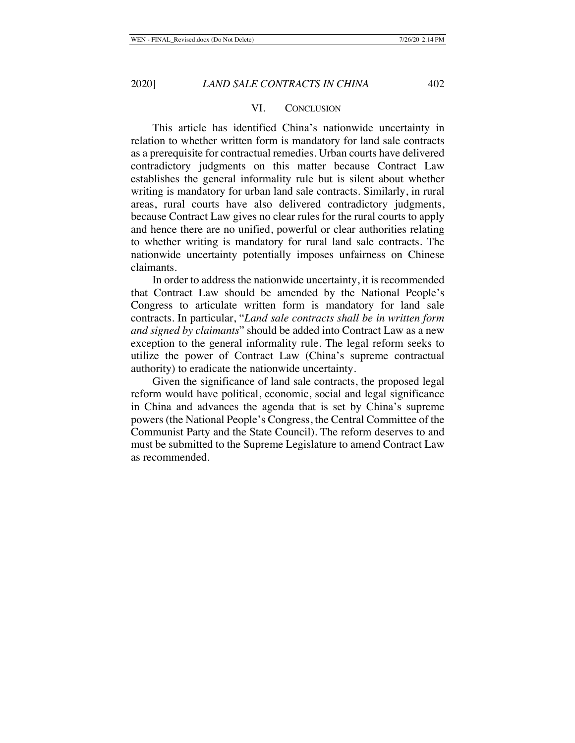## VI. CONCLUSION

This article has identified China's nationwide uncertainty in relation to whether written form is mandatory for land sale contracts as a prerequisite for contractual remedies. Urban courts have delivered contradictory judgments on this matter because Contract Law establishes the general informality rule but is silent about whether writing is mandatory for urban land sale contracts. Similarly, in rural areas, rural courts have also delivered contradictory judgments, because Contract Law gives no clear rules for the rural courts to apply and hence there are no unified, powerful or clear authorities relating to whether writing is mandatory for rural land sale contracts. The nationwide uncertainty potentially imposes unfairness on Chinese claimants.

In order to address the nationwide uncertainty, it is recommended that Contract Law should be amended by the National People's Congress to articulate written form is mandatory for land sale contracts. In particular, "*Land sale contracts shall be in written form and signed by claimants*" should be added into Contract Law as a new exception to the general informality rule. The legal reform seeks to utilize the power of Contract Law (China's supreme contractual authority) to eradicate the nationwide uncertainty.

Given the significance of land sale contracts, the proposed legal reform would have political, economic, social and legal significance in China and advances the agenda that is set by China's supreme powers (the National People's Congress, the Central Committee of the Communist Party and the State Council). The reform deserves to and must be submitted to the Supreme Legislature to amend Contract Law as recommended.